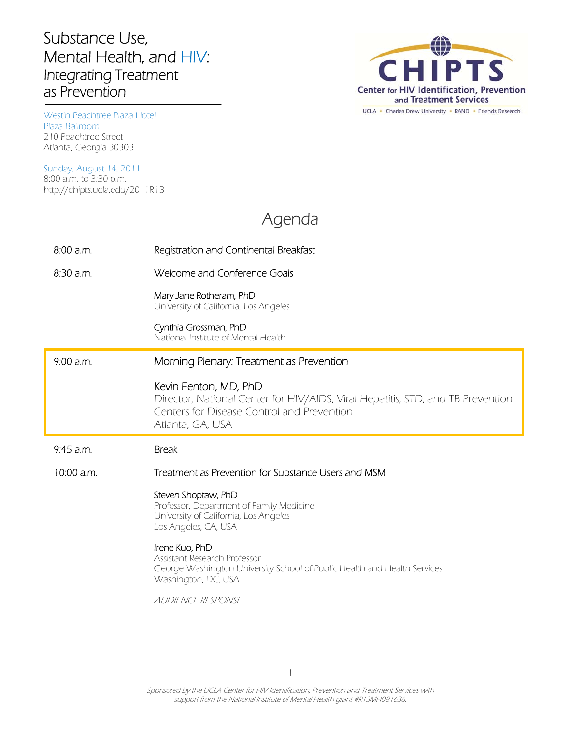# Substance Use, Mental Health, and HIV: Integrating Treatment as Prevention

CHIPTS
Center for HIV Identification, Prevention and Treatment Services
UCLA • Charles Drew University • RAND • Friends Research

Westin Peachtree Plaza Hotel
Plaza Ballroom
210 Peachtree Street
Atlanta, Georgia 30303

Sunday, August 14, 2011
8:00 a.m. to 3:30 p.m.
http://chipts.ucla.edu/2011R13

## Agenda

**8:00 a.m.** — Registration and Continental Breakfast

**8:30 a.m.** — Welcome and Conference Goals

Mary Jane Rotheram, PhD
University of California, Los Angeles

Cynthia Grossman, PhD
National Institute of Mental Health

**9:00 a.m.** — Morning Plenary: Treatment as Prevention

Kevin Fenton, MD, PhD
Director, National Center for HIV/AIDS, Viral Hepatitis, STD, and TB Prevention
Centers for Disease Control and Prevention
Atlanta, GA, USA

**9:45 a.m.** — Break

**10:00 a.m.** — Treatment as Prevention for Substance Users and MSM

Steven Shoptaw, PhD
Professor, Department of Family Medicine
University of California, Los Angeles
Los Angeles, CA, USA

Irene Kuo, PhD
Assistant Research Professor
George Washington University School of Public Health and Health Services
Washington, DC, USA

*AUDIENCE RESPONSE*

*Sponsored by the UCLA Center for HIV Identification, Prevention and Treatment Services with support from the National Institute of Mental Health grant #R13MH081636.*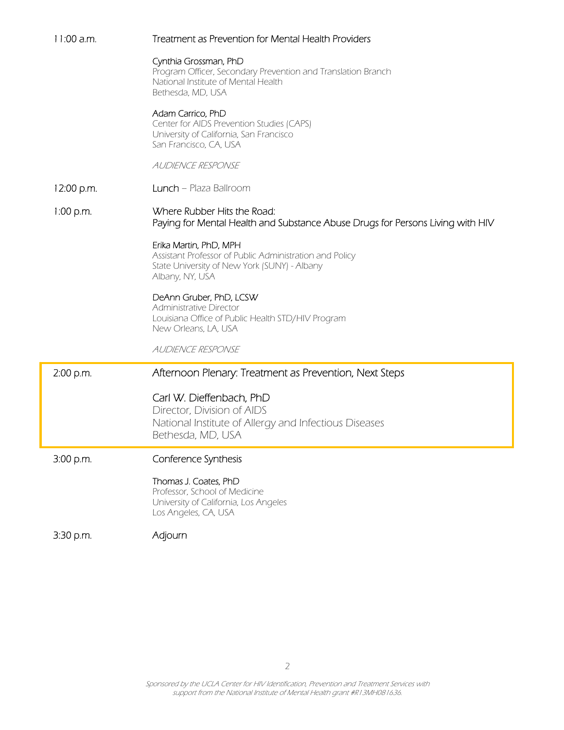| | | |
|---|---|---|
| 11:00 a.m. | Treatment as Prevention for Mental Health Providers | |
| | **Cynthia Grossman, PhD**<br>Program Officer, Secondary Prevention and Translation Branch<br>National Institute of Mental Health<br>Bethesda, MD, USA | |
| | **Adam Carrico, PhD**<br>Center for AIDS Prevention Studies (CAPS)<br>University of California, San Francisco<br>San Francisco, CA, USA | |
| | *AUDIENCE RESPONSE* | |
| 12:00 p.m. | Lunch – Plaza Ballroom | |
| 1:00 p.m. | Where Rubber Hits the Road:<br>Paying for Mental Health and Substance Abuse Drugs for Persons Living with HIV | |
| | **Erika Martin, PhD, MPH**<br>Assistant Professor of Public Administration and Policy<br>State University of New York (SUNY) - Albany<br>Albany, NY, USA | |
| | **DeAnn Gruber, PhD, LCSW**<br>Administrative Director<br>Louisiana Office of Public Health STD/HIV Program<br>New Orleans, LA, USA | |
| | *AUDIENCE RESPONSE* | |
| 2:00 p.m. | Afternoon Plenary: Treatment as Prevention, Next Steps | |
| | **Carl W. Dieffenbach, PhD**<br>Director, Division of AIDS<br>National Institute of Allergy and Infectious Diseases<br>Bethesda, MD, USA | |
| 3:00 p.m. | Conference Synthesis | |
| | **Thomas J. Coates, PhD**<br>Professor, School of Medicine<br>University of California, Los Angeles<br>Los Angeles, CA, USA | |
| 3:30 p.m. | Adjourn | |

*Sponsored by the UCLA Center for HIV Identification, Prevention and Treatment Services with support from the National Institute of Mental Health grant #R13MH081636.*